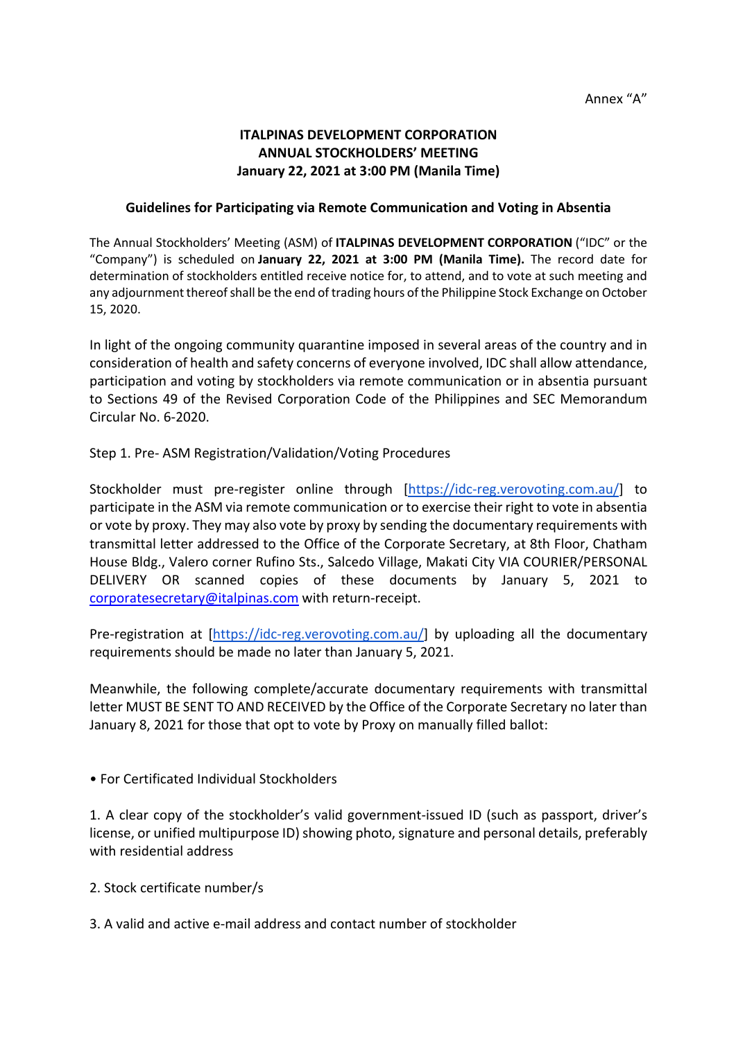Annex "A"

# ITALPINAS DEVELOPMENT CORPORATION
# ANNUAL STOCKHOLDERS' MEETING
# January 22, 2021 at 3:00 PM (Manila Time)

## Guidelines for Participating via Remote Communication and Voting in Absentia

The Annual Stockholders' Meeting (ASM) of **ITALPINAS DEVELOPMENT CORPORATION** ("IDC" or the "Company") is scheduled on **January 22, 2021 at 3:00 PM (Manila Time).** The record date for determination of stockholders entitled receive notice for, to attend, and to vote at such meeting and any adjournment thereof shall be the end of trading hours of the Philippine Stock Exchange on October 15, 2020.

In light of the ongoing community quarantine imposed in several areas of the country and in consideration of health and safety concerns of everyone involved, IDC shall allow attendance, participation and voting by stockholders via remote communication or in absentia pursuant to Sections 49 of the Revised Corporation Code of the Philippines and SEC Memorandum Circular No. 6-2020.

Step 1. Pre- ASM Registration/Validation/Voting Procedures

Stockholder must pre-register online through [https://idc-reg.verovoting.com.au/] to participate in the ASM via remote communication or to exercise their right to vote in absentia or vote by proxy. They may also vote by proxy by sending the documentary requirements with transmittal letter addressed to the Office of the Corporate Secretary, at 8th Floor, Chatham House Bldg., Valero corner Rufino Sts., Salcedo Village, Makati City VIA COURIER/PERSONAL DELIVERY OR scanned copies of these documents by January 5, 2021 to corporatesecretary@italpinas.com with return-receipt.

Pre-registration at [https://idc-reg.verovoting.com.au/] by uploading all the documentary requirements should be made no later than January 5, 2021.

Meanwhile, the following complete/accurate documentary requirements with transmittal letter MUST BE SENT TO AND RECEIVED by the Office of the Corporate Secretary no later than January 8, 2021 for those that opt to vote by Proxy on manually filled ballot:

• For Certificated Individual Stockholders

1. A clear copy of the stockholder's valid government-issued ID (such as passport, driver's license, or unified multipurpose ID) showing photo, signature and personal details, preferably with residential address

2. Stock certificate number/s

3. A valid and active e-mail address and contact number of stockholder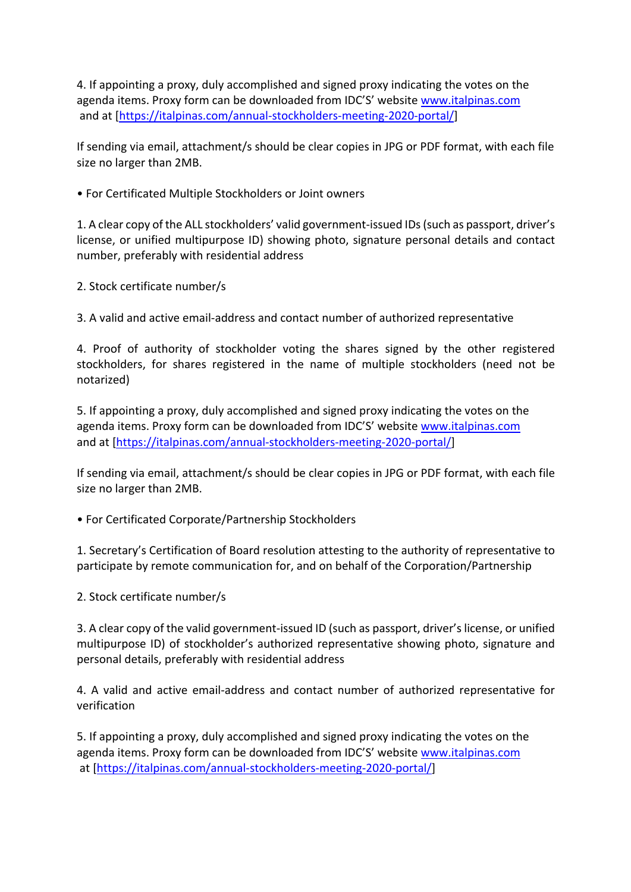4. If appointing a proxy, duly accomplished and signed proxy indicating the votes on the agenda items. Proxy form can be downloaded from IDC'S' website www.italpinas.com and at [https://italpinas.com/annual-stockholders-meeting-2020-portal/]

If sending via email, attachment/s should be clear copies in JPG or PDF format, with each file size no larger than 2MB.

• For Certificated Multiple Stockholders or Joint owners

1. A clear copy of the ALL stockholders' valid government-issued IDs (such as passport, driver's license, or unified multipurpose ID) showing photo, signature personal details and contact number, preferably with residential address

2. Stock certificate number/s

3. A valid and active email-address and contact number of authorized representative

4. Proof of authority of stockholder voting the shares signed by the other registered stockholders, for shares registered in the name of multiple stockholders (need not be notarized)

5. If appointing a proxy, duly accomplished and signed proxy indicating the votes on the agenda items. Proxy form can be downloaded from IDC'S' website www.italpinas.com and at [https://italpinas.com/annual-stockholders-meeting-2020-portal/]

If sending via email, attachment/s should be clear copies in JPG or PDF format, with each file size no larger than 2MB.

• For Certificated Corporate/Partnership Stockholders

1. Secretary's Certification of Board resolution attesting to the authority of representative to participate by remote communication for, and on behalf of the Corporation/Partnership

2. Stock certificate number/s

3. A clear copy of the valid government-issued ID (such as passport, driver's license, or unified multipurpose ID) of stockholder's authorized representative showing photo, signature and personal details, preferably with residential address

4. A valid and active email-address and contact number of authorized representative for verification

5. If appointing a proxy, duly accomplished and signed proxy indicating the votes on the agenda items. Proxy form can be downloaded from IDC'S' website www.italpinas.com at [https://italpinas.com/annual-stockholders-meeting-2020-portal/]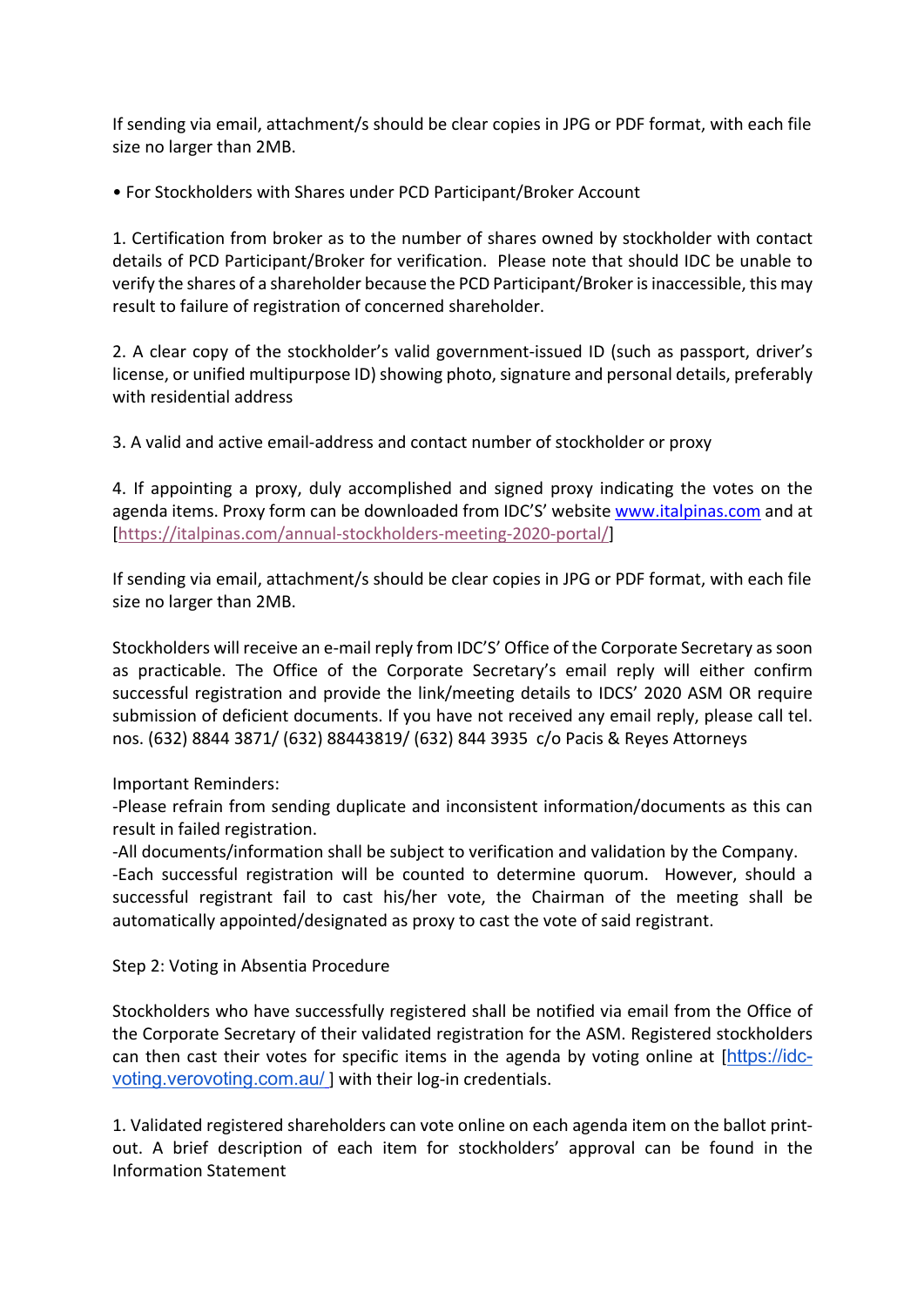If sending via email, attachment/s should be clear copies in JPG or PDF format, with each file size no larger than 2MB.

• For Stockholders with Shares under PCD Participant/Broker Account

1. Certification from broker as to the number of shares owned by stockholder with contact details of PCD Participant/Broker for verification. Please note that should IDC be unable to verify the shares of a shareholder because the PCD Participant/Broker is inaccessible, this may result to failure of registration of concerned shareholder.

2. A clear copy of the stockholder's valid government-issued ID (such as passport, driver's license, or unified multipurpose ID) showing photo, signature and personal details, preferably with residential address

3. A valid and active email-address and contact number of stockholder or proxy

4. If appointing a proxy, duly accomplished and signed proxy indicating the votes on the agenda items. Proxy form can be downloaded from IDC'S' website www.italpinas.com and at [https://italpinas.com/annual-stockholders-meeting-2020-portal/]

If sending via email, attachment/s should be clear copies in JPG or PDF format, with each file size no larger than 2MB.

Stockholders will receive an e-mail reply from IDC'S' Office of the Corporate Secretary as soon as practicable. The Office of the Corporate Secretary's email reply will either confirm successful registration and provide the link/meeting details to IDCS' 2020 ASM OR require submission of deficient documents. If you have not received any email reply, please call tel. nos. (632) 8844 3871/ (632) 88443819/ (632) 844 3935 c/o Pacis & Reyes Attorneys

Important Reminders:
-Please refrain from sending duplicate and inconsistent information/documents as this can result in failed registration.
-All documents/information shall be subject to verification and validation by the Company.
-Each successful registration will be counted to determine quorum. However, should a successful registrant fail to cast his/her vote, the Chairman of the meeting shall be automatically appointed/designated as proxy to cast the vote of said registrant.

Step 2: Voting in Absentia Procedure

Stockholders who have successfully registered shall be notified via email from the Office of the Corporate Secretary of their validated registration for the ASM. Registered stockholders can then cast their votes for specific items in the agenda by voting online at [https://idc-voting.verovoting.com.au/ ] with their log-in credentials.

1. Validated registered shareholders can vote online on each agenda item on the ballot print-out. A brief description of each item for stockholders' approval can be found in the Information Statement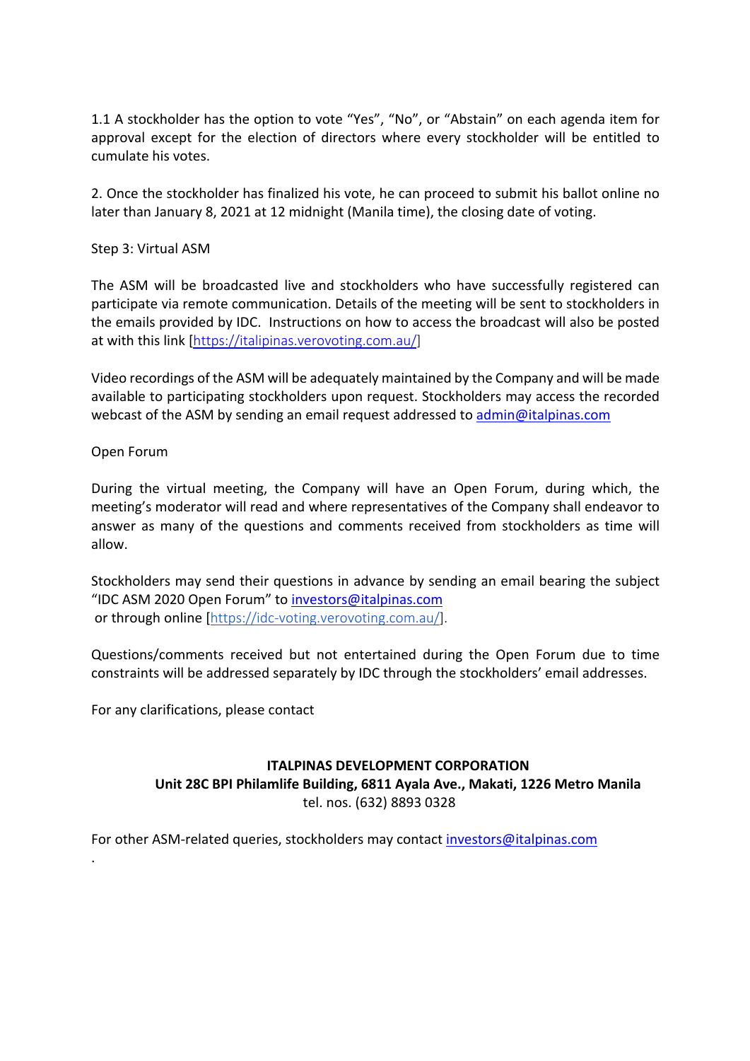1.1 A stockholder has the option to vote "Yes", "No", or "Abstain" on each agenda item for approval except for the election of directors where every stockholder will be entitled to cumulate his votes.

2. Once the stockholder has finalized his vote, he can proceed to submit his ballot online no later than January 8, 2021 at 12 midnight (Manila time), the closing date of voting.

Step 3: Virtual ASM

The ASM will be broadcasted live and stockholders who have successfully registered can participate via remote communication. Details of the meeting will be sent to stockholders in the emails provided by IDC. Instructions on how to access the broadcast will also be posted at with this link [https://italipinas.verovoting.com.au/]

Video recordings of the ASM will be adequately maintained by the Company and will be made available to participating stockholders upon request. Stockholders may access the recorded webcast of the ASM by sending an email request addressed to admin@italpinas.com

Open Forum

During the virtual meeting, the Company will have an Open Forum, during which, the meeting's moderator will read and where representatives of the Company shall endeavor to answer as many of the questions and comments received from stockholders as time will allow.

Stockholders may send their questions in advance by sending an email bearing the subject "IDC ASM 2020 Open Forum" to investors@italpinas.com
or through online [https://idc-voting.verovoting.com.au/].

Questions/comments received but not entertained during the Open Forum due to time constraints will be addressed separately by IDC through the stockholders' email addresses.

For any clarifications, please contact

**ITALPINAS DEVELOPMENT CORPORATION**
**Unit 28C BPI Philamlife Building, 6811 Ayala Ave., Makati, 1226 Metro Manila**
tel. nos. (632) 8893 0328

For other ASM-related queries, stockholders may contact investors@italpinas.com

.